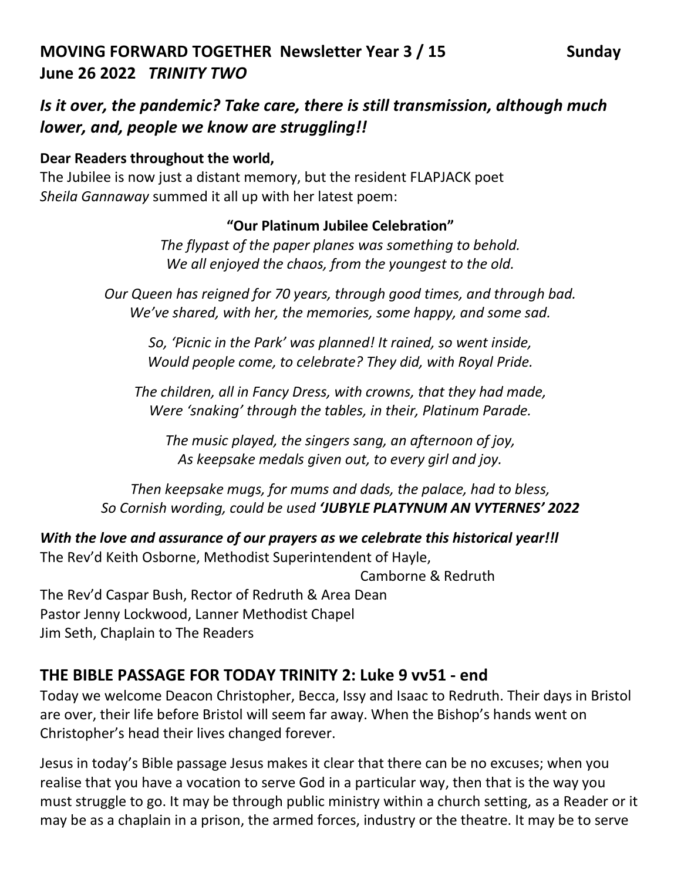# MOVING FORWARD TOGETHER Newsletter Year 3 / 15 Sunday June 26 2022 *TRINITY TWO*

## *Is it over, the pandemic? Take care, there is still transmission, although much lower, and, people we know are struggling!!*

**Dear Readers throughout the world,**
The Jubilee is now just a distant memory, but the resident FLAPJACK poet *Sheila Gannaway* summed it all up with her latest poem:

**"Our Platinum Jubilee Celebration"**

*The flypast of the paper planes was something to behold.*
*We all enjoyed the chaos, from the youngest to the old.*

*Our Queen has reigned for 70 years, through good times, and through bad.*
*We've shared, with her, the memories, some happy, and some sad.*

*So, 'Picnic in the Park' was planned! It rained, so went inside,*
*Would people come, to celebrate? They did, with Royal Pride.*

*The children, all in Fancy Dress, with crowns, that they had made,*
*Were 'snaking' through the tables, in their, Platinum Parade.*

*The music played, the singers sang, an afternoon of joy,*
*As keepsake medals given out, to every girl and joy.*

*Then keepsake mugs, for mums and dads, the palace, had to bless,*
*So Cornish wording, could be used* ***'JUBYLE PLATYNUM AN VYTERNES' 2022***

***With the love and assurance of our prayers as we celebrate this historical year!!l***
The Rev'd Keith Osborne, Methodist Superintendent of Hayle, Camborne & Redruth
The Rev'd Caspar Bush, Rector of Redruth & Area Dean
Pastor Jenny Lockwood, Lanner Methodist Chapel
Jim Seth, Chaplain to The Readers

## THE BIBLE PASSAGE FOR TODAY TRINITY 2: Luke 9 vv51 - end

Today we welcome Deacon Christopher, Becca, Issy and Isaac to Redruth. Their days in Bristol are over, their life before Bristol will seem far away. When the Bishop's hands went on Christopher's head their lives changed forever.

Jesus in today's Bible passage Jesus makes it clear that there can be no excuses; when you realise that you have a vocation to serve God in a particular way, then that is the way you must struggle to go. It may be through public ministry within a church setting, as a Reader or it may be as a chaplain in a prison, the armed forces, industry or the theatre. It may be to serve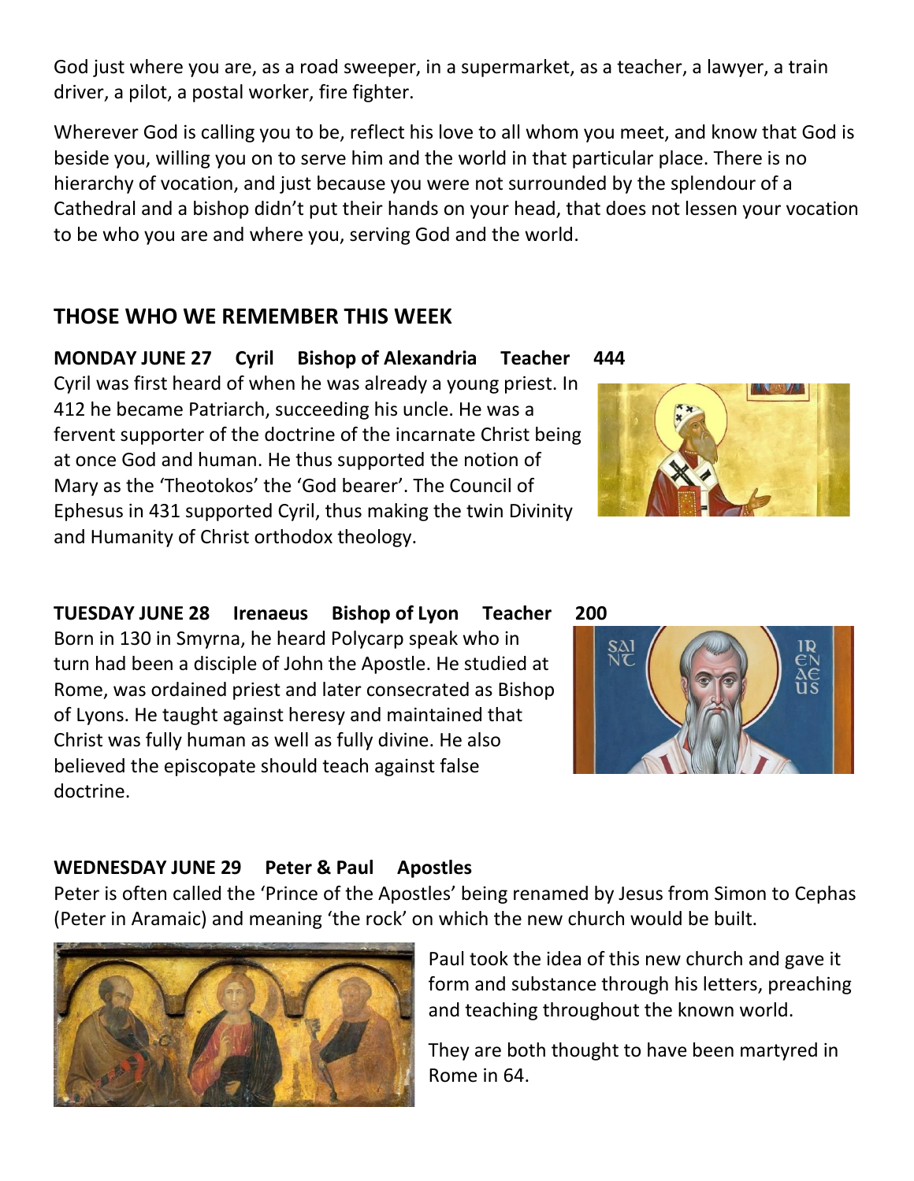God just where you are, as a road sweeper, in a supermarket, as a teacher, a lawyer, a train driver, a pilot, a postal worker, fire fighter.

Wherever God is calling you to be, reflect his love to all whom you meet, and know that God is beside you, willing you on to serve him and the world in that particular place. There is no hierarchy of vocation, and just because you were not surrounded by the splendour of a Cathedral and a bishop didn't put their hands on your head, that does not lessen your vocation to be who you are and where you, serving God and the world.

## THOSE WHO WE REMEMBER THIS WEEK

**MONDAY JUNE 27 Cyril Bishop of Alexandria Teacher 444**

Cyril was first heard of when he was already a young priest. In 412 he became Patriarch, succeeding his uncle. He was a fervent supporter of the doctrine of the incarnate Christ being at once God and human. He thus supported the notion of Mary as the 'Theotokos' the 'God bearer'. The Council of Ephesus in 431 supported Cyril, thus making the twin Divinity and Humanity of Christ orthodox theology.

**TUESDAY JUNE 28 Irenaeus Bishop of Lyon Teacher 200**

Born in 130 in Smyrna, he heard Polycarp speak who in turn had been a disciple of John the Apostle. He studied at Rome, was ordained priest and later consecrated as Bishop of Lyons. He taught against heresy and maintained that Christ was fully human as well as fully divine. He also believed the episcopate should teach against false doctrine.

**WEDNESDAY JUNE 29 Peter & Paul Apostles**

Peter is often called the 'Prince of the Apostles' being renamed by Jesus from Simon to Cephas (Peter in Aramaic) and meaning 'the rock' on which the new church would be built.

Paul took the idea of this new church and gave it form and substance through his letters, preaching and teaching throughout the known world.

They are both thought to have been martyred in Rome in 64.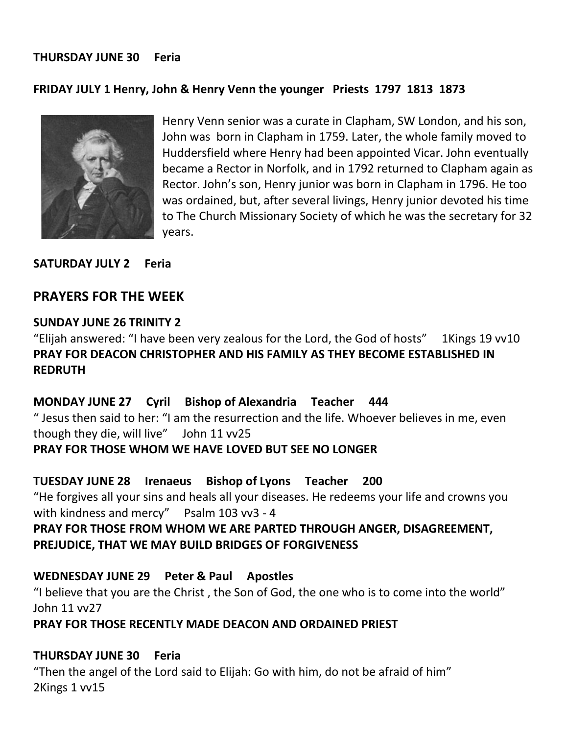**THURSDAY JUNE 30 Feria**

**FRIDAY JULY 1 Henry, John & Henry Venn the younger Priests 1797 1813 1873**

Henry Venn senior was a curate in Clapham, SW London, and his son, John was born in Clapham in 1759. Later, the whole family moved to Huddersfield where Henry had been appointed Vicar. John eventually became a Rector in Norfolk, and in 1792 returned to Clapham again as Rector. John's son, Henry junior was born in Clapham in 1796. He too was ordained, but, after several livings, Henry junior devoted his time to The Church Missionary Society of which he was the secretary for 32 years.

**SATURDAY JULY 2 Feria**

## PRAYERS FOR THE WEEK

**SUNDAY JUNE 26 TRINITY 2**

"Elijah answered: "I have been very zealous for the Lord, the God of hosts" 1Kings 19 vv10

**PRAY FOR DEACON CHRISTOPHER AND HIS FAMILY AS THEY BECOME ESTABLISHED IN REDRUTH**

**MONDAY JUNE 27 Cyril Bishop of Alexandria Teacher 444**

" Jesus then said to her: "I am the resurrection and the life. Whoever believes in me, even though they die, will live" John 11 vv25

**PRAY FOR THOSE WHOM WE HAVE LOVED BUT SEE NO LONGER**

**TUESDAY JUNE 28 Irenaeus Bishop of Lyons Teacher 200**

"He forgives all your sins and heals all your diseases. He redeems your life and crowns you with kindness and mercy" Psalm 103 vv3 - 4

**PRAY FOR THOSE FROM WHOM WE ARE PARTED THROUGH ANGER, DISAGREEMENT, PREJUDICE, THAT WE MAY BUILD BRIDGES OF FORGIVENESS**

**WEDNESDAY JUNE 29 Peter & Paul Apostles**

"I believe that you are the Christ , the Son of God, the one who is to come into the world" John 11 vv27

**PRAY FOR THOSE RECENTLY MADE DEACON AND ORDAINED PRIEST**

**THURSDAY JUNE 30 Feria**

"Then the angel of the Lord said to Elijah: Go with him, do not be afraid of him" 2Kings 1 vv15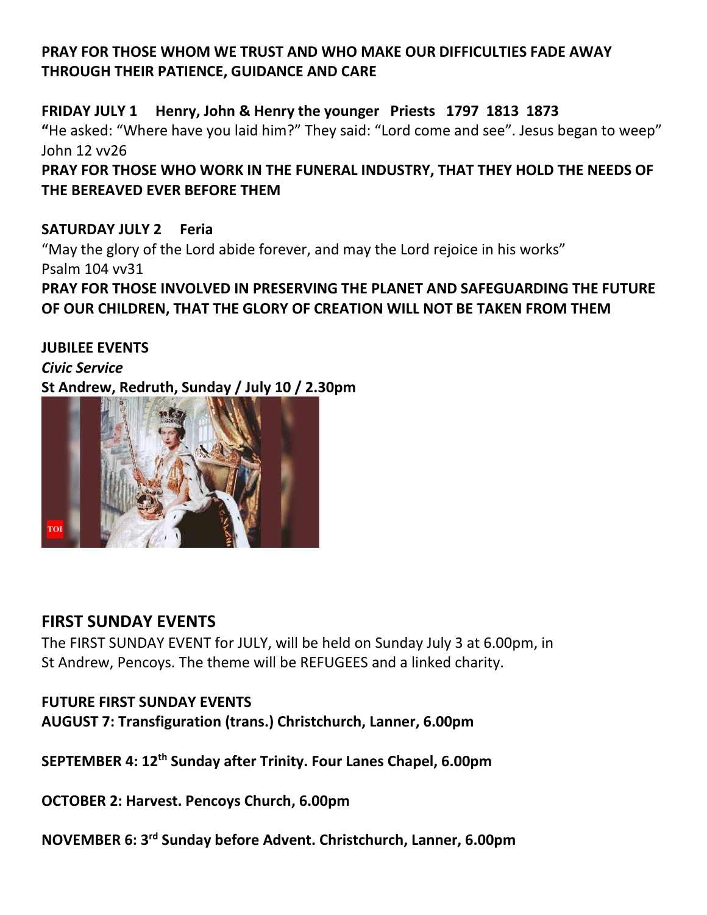**PRAY FOR THOSE WHOM WE TRUST AND WHO MAKE OUR DIFFICULTIES FADE AWAY THROUGH THEIR PATIENCE, GUIDANCE AND CARE**

**FRIDAY JULY 1 Henry, John & Henry the younger Priests 1797 1813 1873**

**"**He asked: "Where have you laid him?" They said: "Lord come and see". Jesus began to weep" John 12 vv26

**PRAY FOR THOSE WHO WORK IN THE FUNERAL INDUSTRY, THAT THEY HOLD THE NEEDS OF THE BEREAVED EVER BEFORE THEM**

**SATURDAY JULY 2 Feria**

"May the glory of the Lord abide forever, and may the Lord rejoice in his works" Psalm 104 vv31

**PRAY FOR THOSE INVOLVED IN PRESERVING THE PLANET AND SAFEGUARDING THE FUTURE OF OUR CHILDREN, THAT THE GLORY OF CREATION WILL NOT BE TAKEN FROM THEM**

**JUBILEE EVENTS**

***Civic Service***

**St Andrew, Redruth, Sunday / July 10 / 2.30pm**

## FIRST SUNDAY EVENTS

The FIRST SUNDAY EVENT for JULY, will be held on Sunday July 3 at 6.00pm, in St Andrew, Pencoys. The theme will be REFUGEES and a linked charity.

**FUTURE FIRST SUNDAY EVENTS**

**AUGUST 7: Transfiguration (trans.) Christchurch, Lanner, 6.00pm**

**SEPTEMBER 4: 12th Sunday after Trinity. Four Lanes Chapel, 6.00pm**

**OCTOBER 2: Harvest. Pencoys Church, 6.00pm**

**NOVEMBER 6: 3rd Sunday before Advent. Christchurch, Lanner, 6.00pm**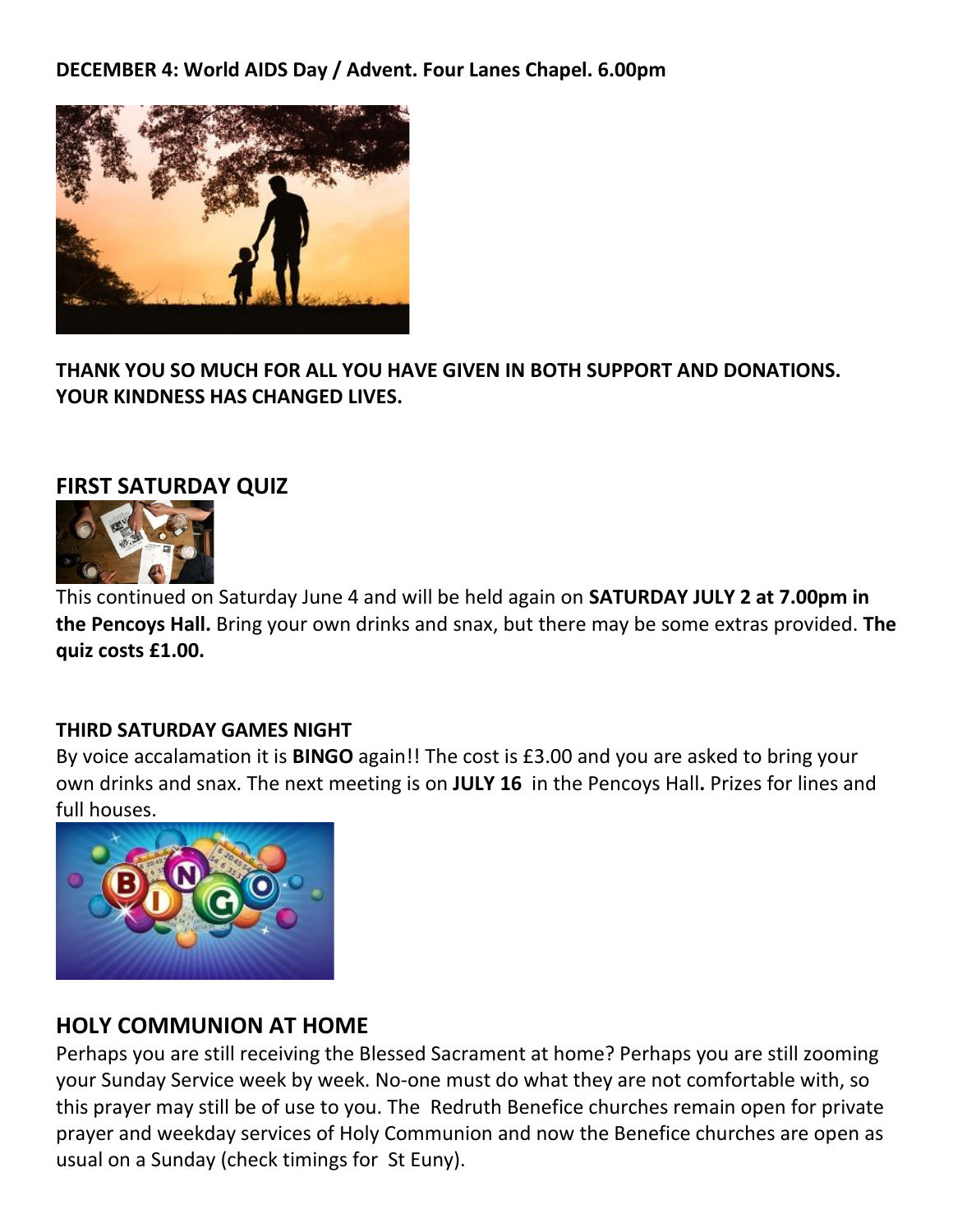**DECEMBER 4: World AIDS Day / Advent. Four Lanes Chapel. 6.00pm**

**THANK YOU SO MUCH FOR ALL YOU HAVE GIVEN IN BOTH SUPPORT AND DONATIONS. YOUR KINDNESS HAS CHANGED LIVES.**

## FIRST SATURDAY QUIZ

This continued on Saturday June 4 and will be held again on **SATURDAY JULY 2 at 7.00pm in the Pencoys Hall.** Bring your own drinks and snax, but there may be some extras provided. **The quiz costs £1.00.**

### THIRD SATURDAY GAMES NIGHT

By voice accalamation it is **BINGO** again!! The cost is £3.00 and you are asked to bring your own drinks and snax. The next meeting is on **JULY 16** in the Pencoys Hall**.** Prizes for lines and full houses.

## HOLY COMMUNION AT HOME

Perhaps you are still receiving the Blessed Sacrament at home? Perhaps you are still zooming your Sunday Service week by week. No-one must do what they are not comfortable with, so this prayer may still be of use to you. The Redruth Benefice churches remain open for private prayer and weekday services of Holy Communion and now the Benefice churches are open as usual on a Sunday (check timings for St Euny).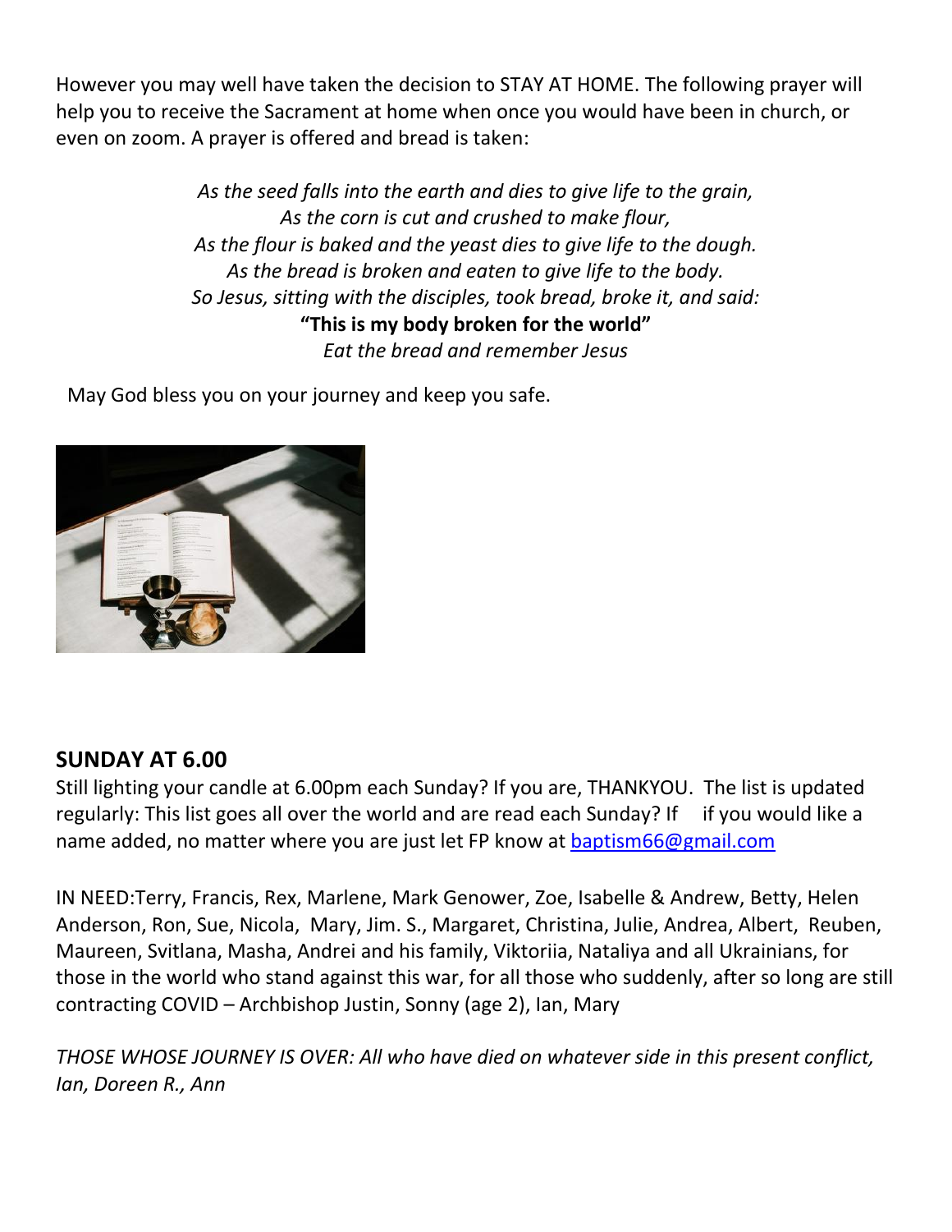However you may well have taken the decision to STAY AT HOME. The following prayer will help you to receive the Sacrament at home when once you would have been in church, or even on zoom. A prayer is offered and bread is taken:

*As the seed falls into the earth and dies to give life to the grain,*
*As the corn is cut and crushed to make flour,*
*As the flour is baked and the yeast dies to give life to the dough.*
*As the bread is broken and eaten to give life to the body.*
*So Jesus, sitting with the disciples, took bread, broke it, and said:*
**"This is my body broken for the world"**
*Eat the bread and remember Jesus*

May God bless you on your journey and keep you safe.

## SUNDAY AT 6.00

Still lighting your candle at 6.00pm each Sunday? If you are, THANKYOU. The list is updated regularly: This list goes all over the world and are read each Sunday? If if you would like a name added, no matter where you are just let FP know at baptism66@gmail.com

IN NEED:Terry, Francis, Rex, Marlene, Mark Genower, Zoe, Isabelle & Andrew, Betty, Helen Anderson, Ron, Sue, Nicola, Mary, Jim. S., Margaret, Christina, Julie, Andrea, Albert, Reuben, Maureen, Svitlana, Masha, Andrei and his family, Viktoriia, Nataliya and all Ukrainians, for those in the world who stand against this war, for all those who suddenly, after so long are still contracting COVID – Archbishop Justin, Sonny (age 2), Ian, Mary

*THOSE WHOSE JOURNEY IS OVER: All who have died on whatever side in this present conflict, Ian, Doreen R., Ann*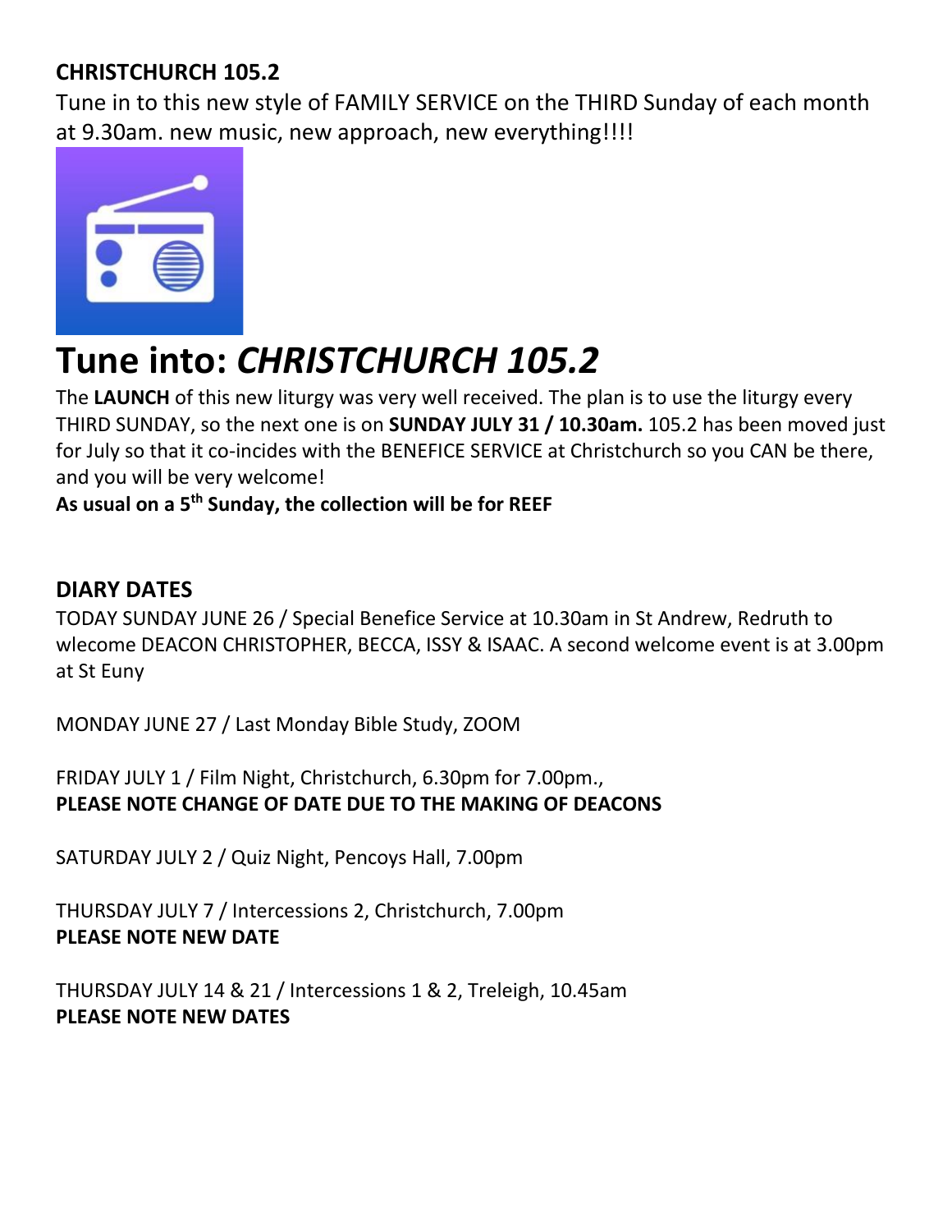**CHRISTCHURCH 105.2**

Tune in to this new style of FAMILY SERVICE on the THIRD Sunday of each month at 9.30am. new music, new approach, new everything!!!!

# Tune into: *CHRISTCHURCH 105.2*

The **LAUNCH** of this new liturgy was very well received. The plan is to use the liturgy every THIRD SUNDAY, so the next one is on **SUNDAY JULY 31 / 10.30am.** 105.2 has been moved just for July so that it co-incides with the BENEFICE SERVICE at Christchurch so you CAN be there, and you will be very welcome!

**As usual on a 5th Sunday, the collection will be for REEF**

## DIARY DATES

TODAY SUNDAY JUNE 26 / Special Benefice Service at 10.30am in St Andrew, Redruth to wlecome DEACON CHRISTOPHER, BECCA, ISSY & ISAAC. A second welcome event is at 3.00pm at St Euny

MONDAY JUNE 27 / Last Monday Bible Study, ZOOM

FRIDAY JULY 1 / Film Night, Christchurch, 6.30pm for 7.00pm.,
**PLEASE NOTE CHANGE OF DATE DUE TO THE MAKING OF DEACONS**

SATURDAY JULY 2 / Quiz Night, Pencoys Hall, 7.00pm

THURSDAY JULY 7 / Intercessions 2, Christchurch, 7.00pm
**PLEASE NOTE NEW DATE**

THURSDAY JULY 14 & 21 / Intercessions 1 & 2, Treleigh, 10.45am
**PLEASE NOTE NEW DATES**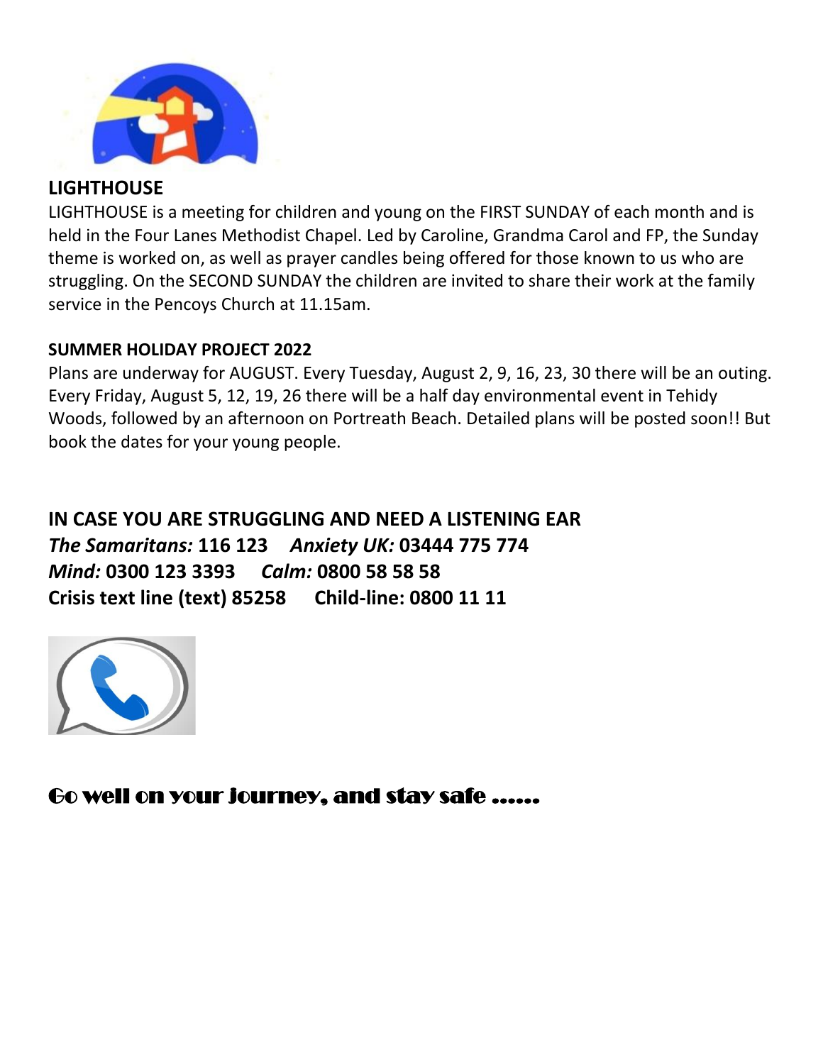## LIGHTHOUSE

LIGHTHOUSE is a meeting for children and young on the FIRST SUNDAY of each month and is held in the Four Lanes Methodist Chapel. Led by Caroline, Grandma Carol and FP, the Sunday theme is worked on, as well as prayer candles being offered for those known to us who are struggling. On the SECOND SUNDAY the children are invited to share their work at the family service in the Pencoys Church at 11.15am.

### SUMMER HOLIDAY PROJECT 2022

Plans are underway for AUGUST. Every Tuesday, August 2, 9, 16, 23, 30 there will be an outing. Every Friday, August 5, 12, 19, 26 there will be a half day environmental event in Tehidy Woods, followed by an afternoon on Portreath Beach. Detailed plans will be posted soon!! But book the dates for your young people.

## IN CASE YOU ARE STRUGGLING AND NEED A LISTENING EAR

***The Samaritans:* 116 123** ***Anxiety UK:* 03444 775 774**
***Mind:* 0300 123 3393** ***Calm:* 0800 58 58 58**
**Crisis text line (text) 85258** **Child-line: 0800 11 11**

Go well on your journey, and stay safe ……